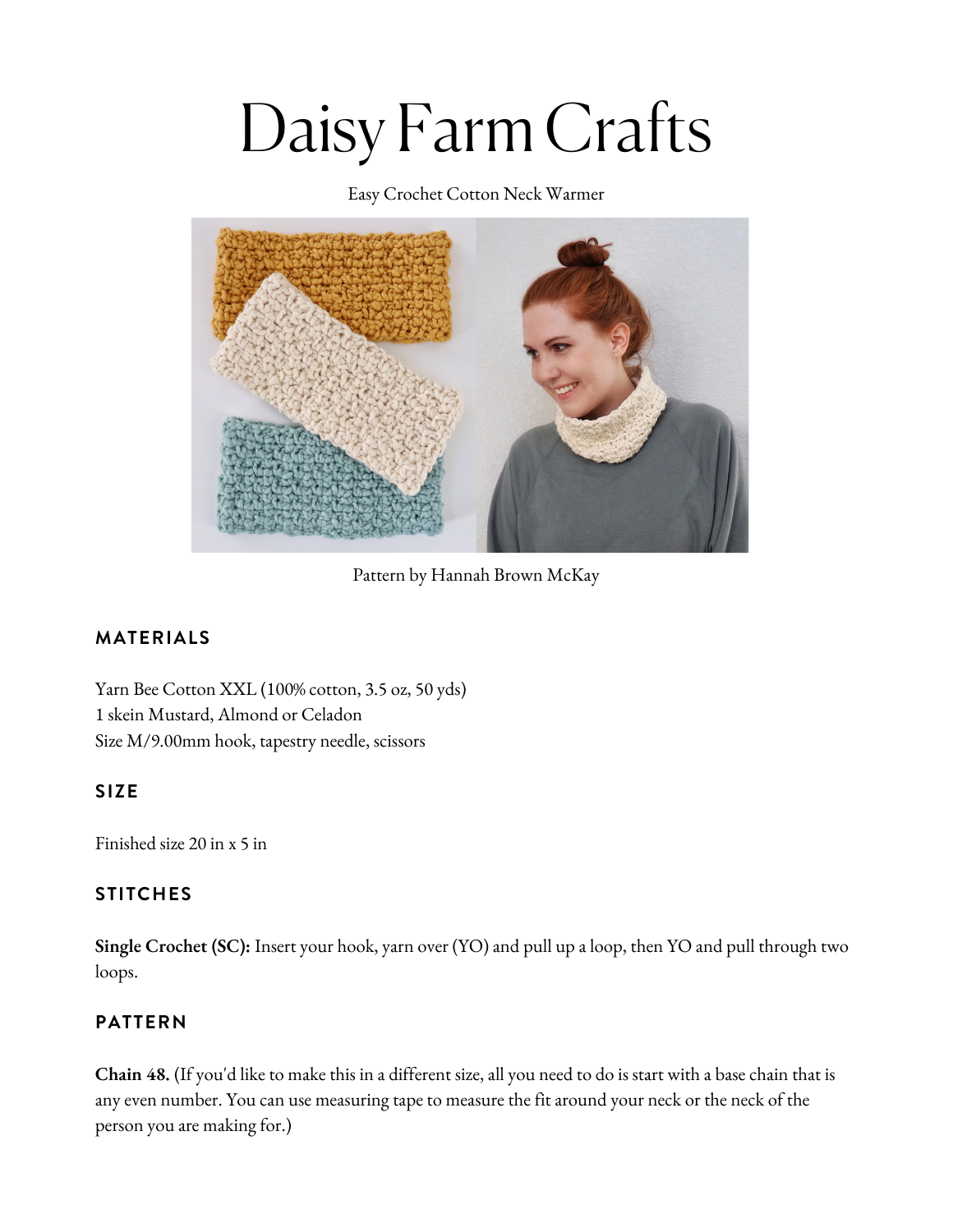# Daisy Farm Crafts

Easy Crochet Cotton Neck Warmer

Pattern by Hannah Brown McKay

## MATERIALS

Yarn Bee Cotton XXL (100% cotton, 3.5 oz, 50 yds)
1 skein Mustard, Almond or Celadon
Size M/9.00mm hook, tapestry needle, scissors

## SIZE

Finished size 20 in x 5 in

## STITCHES

**Single Crochet (SC):** Insert your hook, yarn over (YO) and pull up a loop, then YO and pull through two loops.

## PATTERN

**Chain 48.** (If you'd like to make this in a different size, all you need to do is start with a base chain that is any even number. You can use measuring tape to measure the fit around your neck or the neck of the person you are making for.)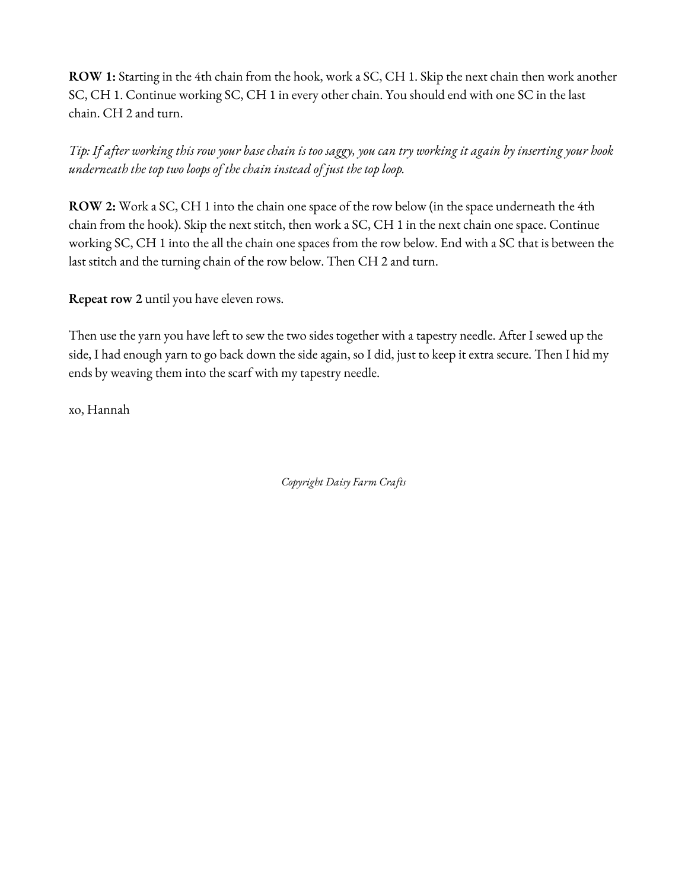**ROW 1:** Starting in the 4th chain from the hook, work a SC, CH 1. Skip the next chain then work another SC, CH 1. Continue working SC, CH 1 in every other chain. You should end with one SC in the last chain. CH 2 and turn.

*Tip: If after working this row your base chain is too saggy, you can try working it again by inserting your hook underneath the top two loops of the chain instead of just the top loop.*

**ROW 2:** Work a SC, CH 1 into the chain one space of the row below (in the space underneath the 4th chain from the hook). Skip the next stitch, then work a SC, CH 1 in the next chain one space. Continue working SC, CH 1 into the all the chain one spaces from the row below. End with a SC that is between the last stitch and the turning chain of the row below. Then CH 2 and turn.

**Repeat row 2** until you have eleven rows.

Then use the yarn you have left to sew the two sides together with a tapestry needle. After I sewed up the side, I had enough yarn to go back down the side again, so I did, just to keep it extra secure. Then I hid my ends by weaving them into the scarf with my tapestry needle.

xo, Hannah

*Copyright Daisy Farm Crafts*